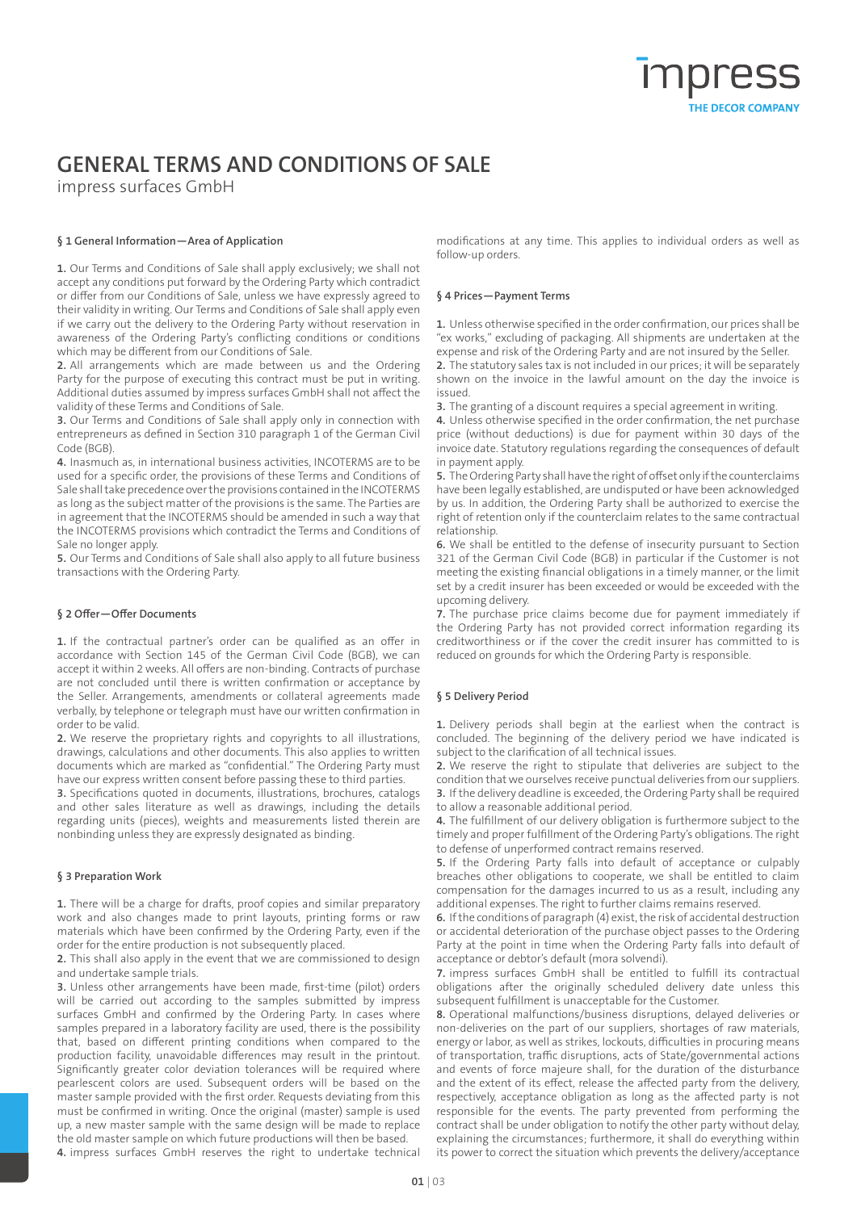# GENERAL TERMS AND CONDITIONS OF SALE

impress surfaces GmbH

### § 1 General Information—Area of Application

**1.** Our Terms and Conditions of Sale shall apply exclusively; we shall not accept any conditions put forward by the Ordering Party which contradict or differ from our Conditions of Sale, unless we have expressly agreed to their validity in writing. Our Terms and Conditions of Sale shall apply even if we carry out the delivery to the Ordering Party without reservation in awareness of the Ordering Party's conflicting conditions or conditions which may be different from our Conditions of Sale.

**2.** All arrangements which are made between us and the Ordering Party for the purpose of executing this contract must be put in writing. Additional duties assumed by impress surfaces GmbH shall not affect the validity of these Terms and Conditions of Sale.

**3.** Our Terms and Conditions of Sale shall apply only in connection with entrepreneurs as defined in Section 310 paragraph 1 of the German Civil Code (BGB).

**4.** Inasmuch as, in international business activities, INCOTERMS are to be used for a specific order, the provisions of these Terms and Conditions of Sale shall take precedence over the provisions contained in the INCOTERMS as long as the subject matter of the provisions is the same. The Parties are in agreement that the INCOTERMS should be amended in such a way that the INCOTERMS provisions which contradict the Terms and Conditions of Sale no longer apply.

**5.** Our Terms and Conditions of Sale shall also apply to all future business transactions with the Ordering Party.

### § 2 Offer—Offer Documents

**1.** If the contractual partner's order can be qualified as an offer in accordance with Section 145 of the German Civil Code (BGB), we can accept it within 2 weeks. All offers are non-binding. Contracts of purchase are not concluded until there is written confirmation or acceptance by the Seller. Arrangements, amendments or collateral agreements made verbally, by telephone or telegraph must have our written confirmation in order to be valid.

**2.** We reserve the proprietary rights and copyrights to all illustrations, drawings, calculations and other documents. This also applies to written documents which are marked as "confidential." The Ordering Party must have our express written consent before passing these to third parties.

**3.** Specifications quoted in documents, illustrations, brochures, catalogs and other sales literature as well as drawings, including the details regarding units (pieces), weights and measurements listed therein are nonbinding unless they are expressly designated as binding.

### § 3 Preparation Work

**1.** There will be a charge for drafts, proof copies and similar preparatory work and also changes made to print layouts, printing forms or raw materials which have been confirmed by the Ordering Party, even if the order for the entire production is not subsequently placed.

**2.** This shall also apply in the event that we are commissioned to design and undertake sample trials.

**3.** Unless other arrangements have been made, first-time (pilot) orders will be carried out according to the samples submitted by impress surfaces GmbH and confirmed by the Ordering Party. In cases where samples prepared in a laboratory facility are used, there is the possibility that, based on different printing conditions when compared to the production facility, unavoidable differences may result in the printout. Significantly greater color deviation tolerances will be required where pearlescent colors are used. Subsequent orders will be based on the master sample provided with the first order. Requests deviating from this must be confirmed in writing. Once the original (master) sample is used up, a new master sample with the same design will be made to replace the old master sample on which future productions will then be based.

**4.** impress surfaces GmbH reserves the right to undertake technical modifications at any time. This applies to individual orders as well as follow-up orders.

### § 4 Prices—Payment Terms

**1.** Unless otherwise specified in the order confirmation, our prices shall be "ex works," excluding of packaging. All shipments are undertaken at the expense and risk of the Ordering Party and are not insured by the Seller.

**2.** The statutory sales tax is not included in our prices; it will be separately shown on the invoice in the lawful amount on the day the invoice is issued.

**3.** The granting of a discount requires a special agreement in writing.

**4.** Unless otherwise specified in the order confirmation, the net purchase price (without deductions) is due for payment within 30 days of the invoice date. Statutory regulations regarding the consequences of default in payment apply.

**5.** The Ordering Party shall have the right of offset only if the counterclaims have been legally established, are undisputed or have been acknowledged by us. In addition, the Ordering Party shall be authorized to exercise the right of retention only if the counterclaim relates to the same contractual relationship.

**6.** We shall be entitled to the defense of insecurity pursuant to Section 321 of the German Civil Code (BGB) in particular if the Customer is not meeting the existing financial obligations in a timely manner, or the limit set by a credit insurer has been exceeded or would be exceeded with the upcoming delivery.

**7.** The purchase price claims become due for payment immediately if the Ordering Party has not provided correct information regarding its creditworthiness or if the cover the credit insurer has committed to is reduced on grounds for which the Ordering Party is responsible.

### § 5 Delivery Period

**1.** Delivery periods shall begin at the earliest when the contract is concluded. The beginning of the delivery period we have indicated is subject to the clarification of all technical issues.

**2.** We reserve the right to stipulate that deliveries are subject to the condition that we ourselves receive punctual deliveries from our suppliers.

**3.** If the delivery deadline is exceeded, the Ordering Party shall be required to allow a reasonable additional period.

**4.** The fulfillment of our delivery obligation is furthermore subject to the timely and proper fulfillment of the Ordering Party's obligations. The right to defense of unperformed contract remains reserved.

**5.** If the Ordering Party falls into default of acceptance or culpably breaches other obligations to cooperate, we shall be entitled to claim compensation for the damages incurred to us as a result, including any additional expenses. The right to further claims remains reserved.

**6.** If the conditions of paragraph (4) exist, the risk of accidental destruction or accidental deterioration of the purchase object passes to the Ordering Party at the point in time when the Ordering Party falls into default of acceptance or debtor's default (mora solvendi).

**7.** impress surfaces GmbH shall be entitled to fulfill its contractual obligations after the originally scheduled delivery date unless this subsequent fulfillment is unacceptable for the Customer.

**8.** Operational malfunctions/business disruptions, delayed deliveries or non-deliveries on the part of our suppliers, shortages of raw materials, energy or labor, as well as strikes, lockouts, difficulties in procuring means of transportation, traffic disruptions, acts of State/governmental actions and events of force majeure shall, for the duration of the disturbance and the extent of its effect, release the affected party from the delivery, respectively, acceptance obligation as long as the affected party is not responsible for the events. The party prevented from performing the contract shall be under obligation to notify the other party without delay, explaining the circumstances; furthermore, it shall do everything within its power to correct the situation which prevents the delivery/acceptance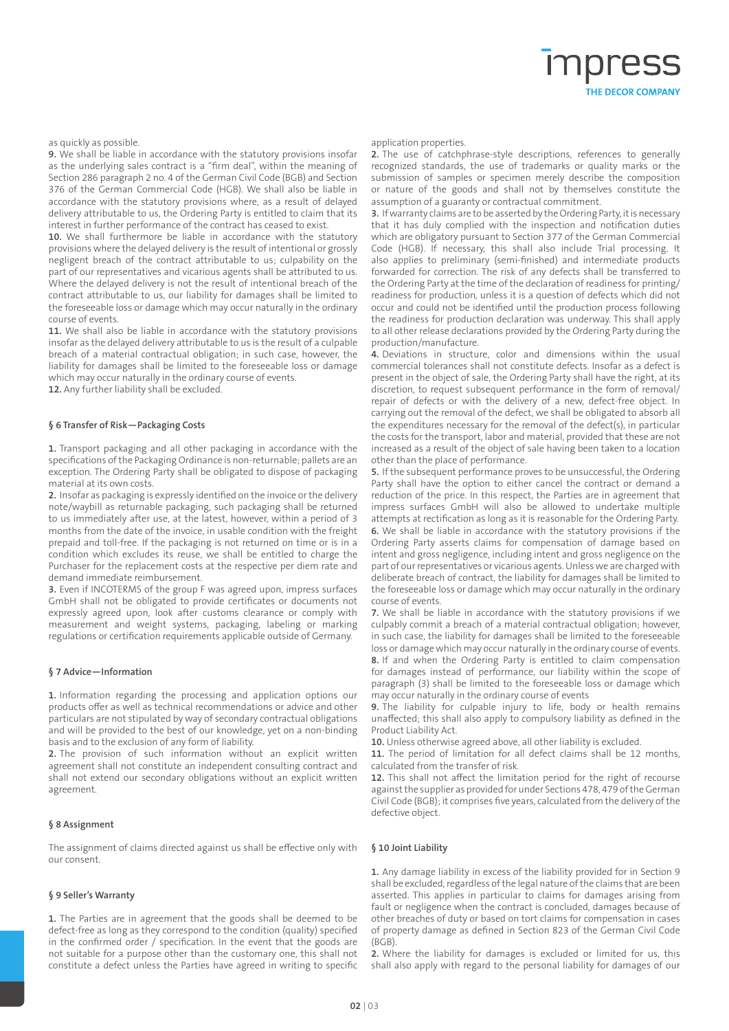as quickly as possible.

**9.** We shall be liable in accordance with the statutory provisions insofar as the underlying sales contract is a "firm deal", within the meaning of Section 286 paragraph 2 no. 4 of the German Civil Code (BGB) and Section 376 of the German Commercial Code (HGB). We shall also be liable in accordance with the statutory provisions where, as a result of delayed delivery attributable to us, the Ordering Party is entitled to claim that its interest in further performance of the contract has ceased to exist.

**10.** We shall furthermore be liable in accordance with the statutory provisions where the delayed delivery is the result of intentional or grossly negligent breach of the contract attributable to us; culpability on the part of our representatives and vicarious agents shall be attributed to us. Where the delayed delivery is not the result of intentional breach of the contract attributable to us, our liability for damages shall be limited to the foreseeable loss or damage which may occur naturally in the ordinary course of events.

**11.** We shall also be liable in accordance with the statutory provisions insofar as the delayed delivery attributable to us is the result of a culpable breach of a material contractual obligation; in such case, however, the liability for damages shall be limited to the foreseeable loss or damage which may occur naturally in the ordinary course of events.

**12.** Any further liability shall be excluded.

#### § 6 Transfer of Risk—Packaging Costs

**1.** Transport packaging and all other packaging in accordance with the specifications of the Packaging Ordinance is non-returnable; pallets are an exception. The Ordering Party shall be obligated to dispose of packaging material at its own costs.

**2.** Insofar as packaging is expressly identified on the invoice or the delivery note/waybill as returnable packaging, such packaging shall be returned to us immediately after use, at the latest, however, within a period of 3 months from the date of the invoice, in usable condition with the freight prepaid and toll-free. If the packaging is not returned on time or is in a condition which excludes its reuse, we shall be entitled to charge the Purchaser for the replacement costs at the respective per diem rate and demand immediate reimbursement.

**3.** Even if INCOTERMS of the group F was agreed upon, impress surfaces GmbH shall not be obligated to provide certificates or documents not expressly agreed upon, look after customs clearance or comply with measurement and weight systems, packaging, labeling or marking regulations or certification requirements applicable outside of Germany.

#### § 7 Advice—Information

**1.** Information regarding the processing and application options our products offer as well as technical recommendations or advice and other particulars are not stipulated by way of secondary contractual obligations and will be provided to the best of our knowledge, yet on a non-binding basis and to the exclusion of any form of liability.

**2.** The provision of such information without an explicit written agreement shall not constitute an independent consulting contract and shall not extend our secondary obligations without an explicit written agreement.

#### § 8 Assignment

The assignment of claims directed against us shall be effective only with our consent.

#### § 9 Seller's Warranty

**1.** The Parties are in agreement that the goods shall be deemed to be defect-free as long as they correspond to the condition (quality) specified in the confirmed order / specification. In the event that the goods are not suitable for a purpose other than the customary one, this shall not constitute a defect unless the Parties have agreed in writing to specific application properties.

**2.** The use of catchphrase-style descriptions, references to generally recognized standards, the use of trademarks or quality marks or the submission of samples or specimen merely describe the composition or nature of the goods and shall not by themselves constitute the assumption of a guaranty or contractual commitment.

**3.** If warranty claims are to be asserted by the Ordering Party, it is necessary that it has duly complied with the inspection and notification duties which are obligatory pursuant to Section 377 of the German Commercial Code (HGB). If necessary, this shall also include Trial processing. It also applies to preliminary (semi-finished) and intermediate products forwarded for correction. The risk of any defects shall be transferred to the Ordering Party at the time of the declaration of readiness for printing/ readiness for production, unless it is a question of defects which did not occur and could not be identified until the production process following the readiness for production declaration was underway. This shall apply to all other release declarations provided by the Ordering Party during the production/manufacture.

**4.** Deviations in structure, color and dimensions within the usual commercial tolerances shall not constitute defects. Insofar as a defect is present in the object of sale, the Ordering Party shall have the right, at its discretion, to request subsequent performance in the form of removal/ repair of defects or with the delivery of a new, defect-free object. In carrying out the removal of the defect, we shall be obligated to absorb all the expenditures necessary for the removal of the defect(s), in particular the costs for the transport, labor and material, provided that these are not increased as a result of the object of sale having been taken to a location other than the place of performance.

**5.** If the subsequent performance proves to be unsuccessful, the Ordering Party shall have the option to either cancel the contract or demand a reduction of the price. In this respect, the Parties are in agreement that impress surfaces GmbH will also be allowed to undertake multiple attempts at rectification as long as it is reasonable for the Ordering Party.

**6.** We shall be liable in accordance with the statutory provisions if the Ordering Party asserts claims for compensation of damage based on intent and gross negligence, including intent and gross negligence on the part of our representatives or vicarious agents. Unless we are charged with deliberate breach of contract, the liability for damages shall be limited to the foreseeable loss or damage which may occur naturally in the ordinary course of events.

**7.** We shall be liable in accordance with the statutory provisions if we culpably commit a breach of a material contractual obligation; however, in such case, the liability for damages shall be limited to the foreseeable loss or damage which may occur naturally in the ordinary course of events.

**8.** If and when the Ordering Party is entitled to claim compensation for damages instead of performance, our liability within the scope of paragraph (3) shall be limited to the foreseeable loss or damage which may occur naturally in the ordinary course of events

**9.** The liability for culpable injury to life, body or health remains unaffected; this shall also apply to compulsory liability as defined in the Product Liability Act.

**10.** Unless otherwise agreed above, all other liability is excluded.

**11.** The period of limitation for all defect claims shall be 12 months, calculated from the transfer of risk.

**12.** This shall not affect the limitation period for the right of recourse against the supplier as provided for under Sections 478, 479 of the German Civil Code (BGB); it comprises five years, calculated from the delivery of the defective object.

#### § 10 Joint Liability

**1.** Any damage liability in excess of the liability provided for in Section 9 shall be excluded, regardless of the legal nature of the claims that are been asserted. This applies in particular to claims for damages arising from fault or negligence when the contract is concluded, damages because of other breaches of duty or based on tort claims for compensation in cases of property damage as defined in Section 823 of the German Civil Code (BGB).

**2.** Where the liability for damages is excluded or limited for us, this shall also apply with regard to the personal liability for damages of our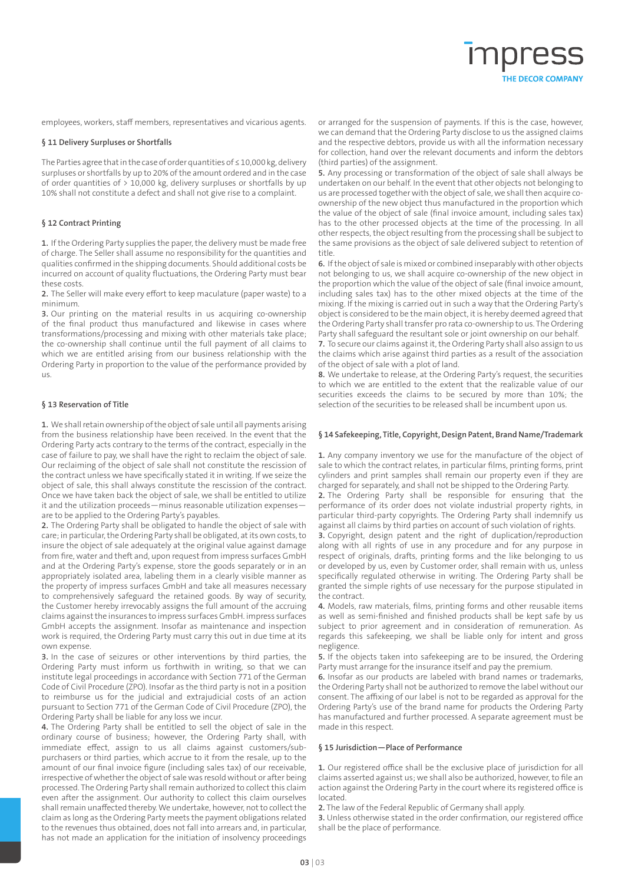employees, workers, staff members, representatives and vicarious agents.

### § 11 Delivery Surpluses or Shortfalls

The Parties agree that in the case of order quantities of ≤ 10,000 kg, delivery surpluses or shortfalls by up to 20% of the amount ordered and in the case of order quantities of > 10,000 kg, delivery surpluses or shortfalls by up 10% shall not constitute a defect and shall not give rise to a complaint.

### § 12 Contract Printing

**1.** If the Ordering Party supplies the paper, the delivery must be made free of charge. The Seller shall assume no responsibility for the quantities and qualities confirmed in the shipping documents. Should additional costs be incurred on account of quality fluctuations, the Ordering Party must bear these costs.

**2.** The Seller will make every effort to keep maculature (paper waste) to a minimum.

**3.** Our printing on the material results in us acquiring co-ownership of the final product thus manufactured and likewise in cases where transformations/processing and mixing with other materials take place; the co-ownership shall continue until the full payment of all claims to which we are entitled arising from our business relationship with the Ordering Party in proportion to the value of the performance provided by us.

### § 13 Reservation of Title

**1.** We shall retain ownership of the object of sale until all payments arising from the business relationship have been received. In the event that the Ordering Party acts contrary to the terms of the contract, especially in the case of failure to pay, we shall have the right to reclaim the object of sale. Our reclaiming of the object of sale shall not constitute the rescission of the contract unless we have specifically stated it in writing. If we seize the object of sale, this shall always constitute the rescission of the contract. Once we have taken back the object of sale, we shall be entitled to utilize it and the utilization proceeds—minus reasonable utilization expenses—are to be applied to the Ordering Party's payables.

**2.** The Ordering Party shall be obligated to handle the object of sale with care; in particular, the Ordering Party shall be obligated, at its own costs, to insure the object of sale adequately at the original value against damage from fire, water and theft and, upon request from impress surfaces GmbH and at the Ordering Party's expense, store the goods separately or in an appropriately isolated area, labeling them in a clearly visible manner as the property of impress surfaces GmbH and take all measures necessary to comprehensively safeguard the retained goods. By way of security, the Customer hereby irrevocably assigns the full amount of the accruing claims against the insurances to impress surfaces GmbH. impress surfaces GmbH accepts the assignment. Insofar as maintenance and inspection work is required, the Ordering Party must carry this out in due time at its own expense.

**3.** In the case of seizures or other interventions by third parties, the Ordering Party must inform us forthwith in writing, so that we can institute legal proceedings in accordance with Section 771 of the German Code of Civil Procedure (ZPO). Insofar as the third party is not in a position to reimburse us for the judicial and extrajudicial costs of an action pursuant to Section 771 of the German Code of Civil Procedure (ZPO), the Ordering Party shall be liable for any loss we incur.

**4.** The Ordering Party shall be entitled to sell the object of sale in the ordinary course of business; however, the Ordering Party shall, with immediate effect, assign to us all claims against customers/sub-purchasers or third parties, which accrue to it from the resale, up to the amount of our final invoice figure (including sales tax) of our receivable, irrespective of whether the object of sale was resold without or after being processed. The Ordering Party shall remain authorized to collect this claim even after the assignment. Our authority to collect this claim ourselves shall remain unaffected thereby. We undertake, however, not to collect the claim as long as the Ordering Party meets the payment obligations related to the revenues thus obtained, does not fall into arrears and, in particular, has not made an application for the initiation of insolvency proceedings or arranged for the suspension of payments. If this is the case, however, we can demand that the Ordering Party disclose to us the assigned claims and the respective debtors, provide us with all the information necessary for collection, hand over the relevant documents and inform the debtors (third parties) of the assignment.

**5.** Any processing or transformation of the object of sale shall always be undertaken on our behalf. In the event that other objects not belonging to us are processed together with the object of sale, we shall then acquire co-ownership of the new object thus manufactured in the proportion which the value of the object of sale (final invoice amount, including sales tax) has to the other processed objects at the time of the processing. In all other respects, the object resulting from the processing shall be subject to the same provisions as the object of sale delivered subject to retention of title.

**6.** If the object of sale is mixed or combined inseparably with other objects not belonging to us, we shall acquire co-ownership of the new object in the proportion which the value of the object of sale (final invoice amount, including sales tax) has to the other mixed objects at the time of the mixing. If the mixing is carried out in such a way that the Ordering Party's object is considered to be the main object, it is hereby deemed agreed that the Ordering Party shall transfer pro rata co-ownership to us. The Ordering Party shall safeguard the resultant sole or joint ownership on our behalf.

**7.** To secure our claims against it, the Ordering Party shall also assign to us the claims which arise against third parties as a result of the association of the object of sale with a plot of land.

**8.** We undertake to release, at the Ordering Party's request, the securities to which we are entitled to the extent that the realizable value of our securities exceeds the claims to be secured by more than 10%; the selection of the securities to be released shall be incumbent upon us.

### § 14 Safekeeping, Title, Copyright, Design Patent, Brand Name/Trademark

**1.** Any company inventory we use for the manufacture of the object of sale to which the contract relates, in particular films, printing forms, print cylinders and print samples shall remain our property even if they are charged for separately, and shall not be shipped to the Ordering Party.

**2.** The Ordering Party shall be responsible for ensuring that the performance of its order does not violate industrial property rights, in particular third-party copyrights. The Ordering Party shall indemnify us against all claims by third parties on account of such violation of rights.

**3.** Copyright, design patent and the right of duplication/reproduction along with all rights of use in any procedure and for any purpose in respect of originals, drafts, printing forms and the like belonging to us or developed by us, even by Customer order, shall remain with us, unless specifically regulated otherwise in writing. The Ordering Party shall be granted the simple rights of use necessary for the purpose stipulated in the contract.

**4.** Models, raw materials, films, printing forms and other reusable items as well as semi-finished and finished products shall be kept safe by us subject to prior agreement and in consideration of remuneration. As regards this safekeeping, we shall be liable only for intent and gross negligence.

**5.** If the objects taken into safekeeping are to be insured, the Ordering Party must arrange for the insurance itself and pay the premium.

**6.** Insofar as our products are labeled with brand names or trademarks, the Ordering Party shall not be authorized to remove the label without our consent. The affixing of our label is not to be regarded as approval for the Ordering Party's use of the brand name for products the Ordering Party has manufactured and further processed. A separate agreement must be made in this respect.

### § 15 Jurisdiction—Place of Performance

**1.** Our registered office shall be the exclusive place of jurisdiction for all claims asserted against us; we shall also be authorized, however, to file an action against the Ordering Party in the court where its registered office is located.

**2.** The law of the Federal Republic of Germany shall apply.

**3.** Unless otherwise stated in the order confirmation, our registered office shall be the place of performance.